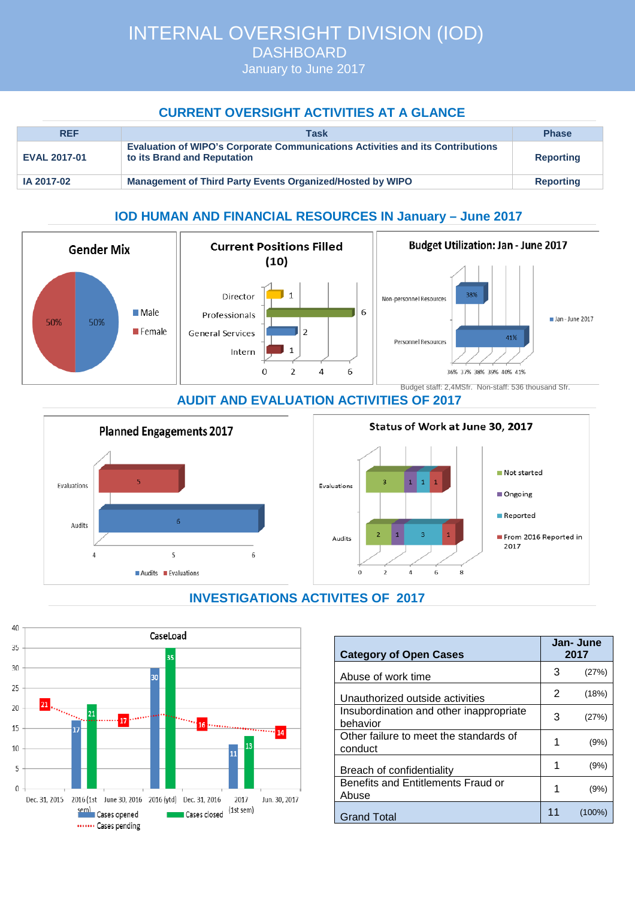# INTERNAL OVERSIGHT DIVISION (IOD)
## DASHBOARD
January to June 2017

## CURRENT OVERSIGHT ACTIVITIES AT A GLANCE

| REF | Task | Phase |
|---|---|---|
| **EVAL 2017-01** | **Evaluation of WIPO's Corporate Communications Activities and its Contributions to its Brand and Reputation** | **Reporting** |
| **IA 2017-02** | **Management of Third Party Events Organized/Hosted by WIPO** | **Reporting** |

## IOD HUMAN AND FINANCIAL RESOURCES IN January – June 2017

**Gender Mix**

- Male: 50%
- Female: 50%

**Current Positions Filled (10)**

- Director: 1
- Professionals: 6
- General Services: 2
- Intern: 1

**Budget Utilization: Jan - June 2017**

- Non-personnel Resources: 38%
- Personnel Resources: 41%

Budget staff: 2,4MSfr. Non-staff: 536 thousand Sfr.

## AUDIT AND EVALUATION ACTIVITIES OF 2017

**Planned Engagements 2017**

- Evaluations: 5
- Audits: 6

**Status of Work at June 30, 2017**

| | Not started | Ongoing | Reported | From 2016 Reported in 2017 |
|---|---|---|---|---|
| Evaluations | 3 | 1 | 1 | 1 |
| Audits | 2 | 1 | 3 | 1 |

## INVESTIGATIONS ACTIVITES OF 2017

**CaseLoad**

| | Cases opened | Cases closed | Cases pending |
|---|---|---|---|
| Dec. 31, 2015 | | | 21 |
| 2016 (1st sem) | 17 | 21 | |
| June 30, 2016 | | | 17 |
| 2016 (ytd) | 30 | 35 | |
| Dec. 31, 2016 | | | 16 |
| 2017 (1st sem) | 11 | 13 | |
| Jun. 30, 2017 | | | 14 |

| Category of Open Cases | Jan- June 2017 | |
|---|---|---|
| Abuse of work time | 3 | (27%) |
| Unauthorized outside activities | 2 | (18%) |
| Insubordination and other inappropriate behavior | 3 | (27%) |
| Other failure to meet the standards of conduct | 1 | (9%) |
| Breach of confidentiality | 1 | (9%) |
| Benefits and Entitlements Fraud or Abuse | 1 | (9%) |
| Grand Total | 11 | (100%) |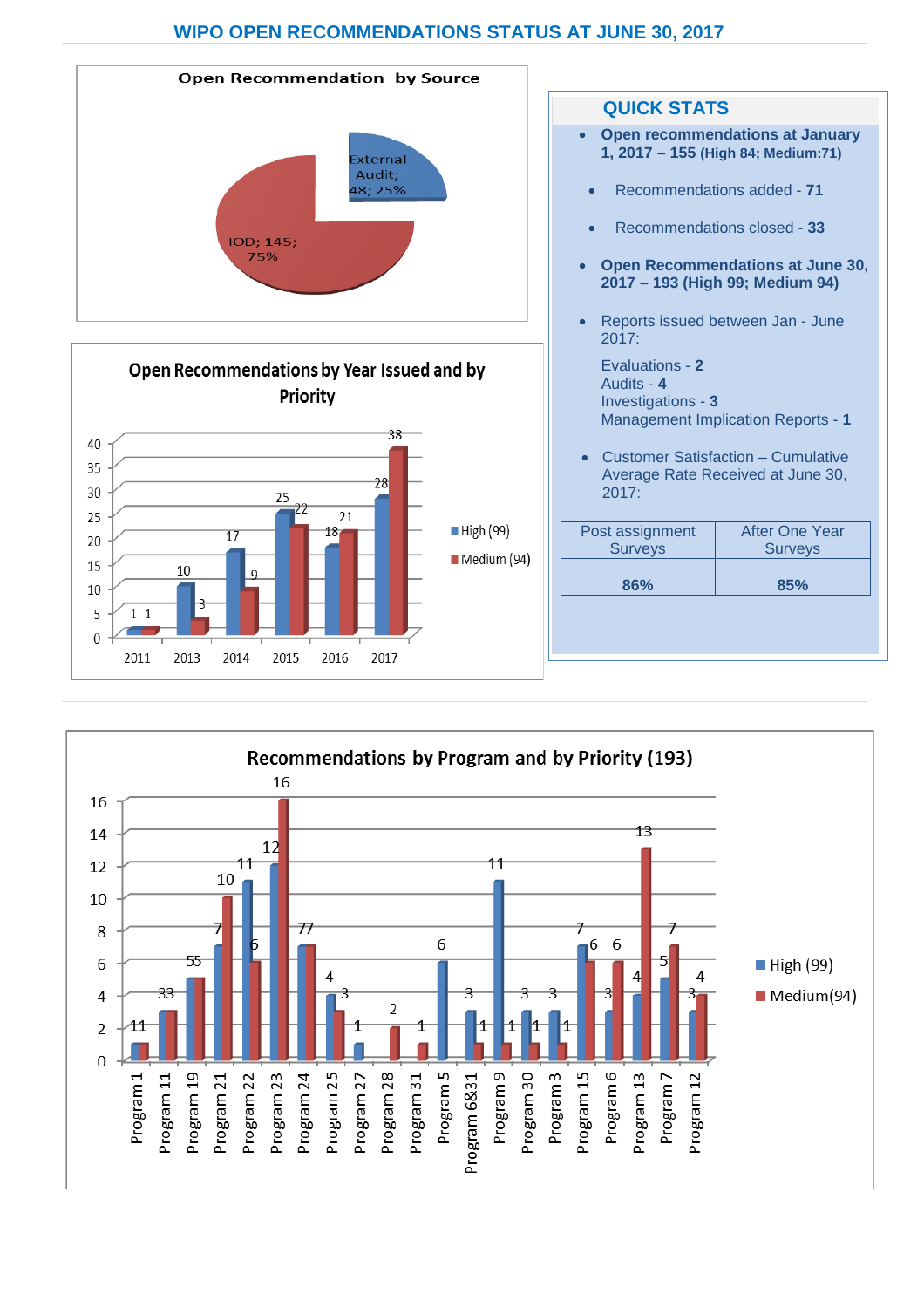# WIPO OPEN RECOMMENDATIONS STATUS AT JUNE 30, 2017

**Open Recommendation by Source**

External Audit; 48; 25%

IOD; 145; 75%

**Open Recommendations by Year Issued and by Priority**

40
35
30
25
20
15
10
5
0

2011: 1, 1
2013: 10, 3
2014: 17, 9
2015: 25, 22
2016: 18, 21
2017: 28, 38

High (99)
Medium (94)

## QUICK STATS

- **Open recommendations at January 1, 2017 – 155 (High 84; Medium:71)**
    - Recommendations added - **71**
    - Recommendations closed - **33**
- **Open Recommendations at June 30, 2017 – 193 (High 99; Medium 94)**
- Reports issued between Jan - June 2017:

  Evaluations - **2**
  Audits - **4**
  Investigations - **3**
  Management Implication Reports - **1**
- Customer Satisfaction – Cumulative Average Rate Received at June 30, 2017:

| Post assignment Surveys | After One Year Surveys |
|---|---|
| **86%** | **85%** |

**Recommendations by Program and by Priority (193)**

16
14
12
10
8
6
4
2
0

Program 1: 1, 1
Program 11: 3, 3
Program 19: 5, 5
Program 21: 7, 10
Program 22: 11, 6
Program 23: 12, 16
Program 24: 7, 7
Program 25: 4, 3
Program 27: 1
Program 28: 2
Program 31: 1
Program 5: 6
Program 6&31: 3, 1
Program 9: 11, 1
Program 30: 3, 1
Program 3: 3, 1
Program 15: 7, 6
Program 6: 3, 6
Program 13: 4, 13
Program 7: 5, 7
Program 12: 3, 4

High (99)
Medium(94)